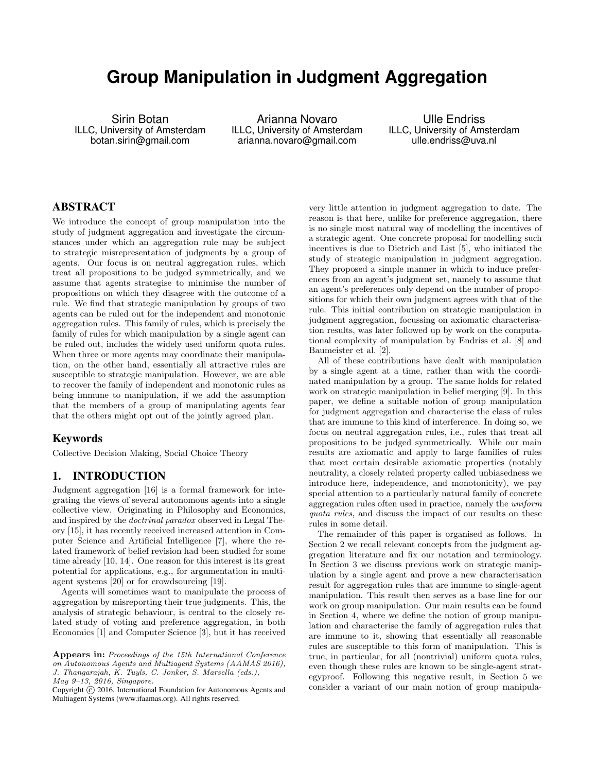# Group Manipulation in Judgment Aggregation

Sirin Botan
ILLC, University of Amsterdam
botan.sirin@gmail.com

Arianna Novaro
ILLC, University of Amsterdam
arianna.novaro@gmail.com

Ulle Endriss
ILLC, University of Amsterdam
ulle.endriss@uva.nl

## ABSTRACT

We introduce the concept of group manipulation into the study of judgment aggregation and investigate the circumstances under which an aggregation rule may be subject to strategic misrepresentation of judgments by a group of agents. Our focus is on neutral aggregation rules, which treat all propositions to be judged symmetrically, and we assume that agents strategise to minimise the number of propositions on which they disagree with the outcome of a rule. We find that strategic manipulation by groups of two agents can be ruled out for the independent and monotonic aggregation rules. This family of rules, which is precisely the family of rules for which manipulation by a single agent can be ruled out, includes the widely used uniform quota rules. When three or more agents may coordinate their manipulation, on the other hand, essentially all attractive rules are susceptible to strategic manipulation. However, we are able to recover the family of independent and monotonic rules as being immune to manipulation, if we add the assumption that the members of a group of manipulating agents fear that the others might opt out of the jointly agreed plan.

## Keywords

Collective Decision Making, Social Choice Theory

## 1. INTRODUCTION

Judgment aggregation [16] is a formal framework for integrating the views of several autonomous agents into a single collective view. Originating in Philosophy and Economics, and inspired by the *doctrinal paradox* observed in Legal Theory [15], it has recently received increased attention in Computer Science and Artificial Intelligence [7], where the related framework of belief revision had been studied for some time already [10, 14]. One reason for this interest is its great potential for applications, e.g., for argumentation in multiagent systems [20] or for crowdsourcing [19].

Agents will sometimes want to manipulate the process of aggregation by misreporting their true judgments. This, the analysis of strategic behaviour, is central to the closely related study of voting and preference aggregation, in both Economics [1] and Computer Science [3], but it has received very little attention in judgment aggregation to date. The reason is that here, unlike for preference aggregation, there is no single most natural way of modelling the incentives of a strategic agent. One concrete proposal for modelling such incentives is due to Dietrich and List [5], who initiated the study of strategic manipulation in judgment aggregation. They proposed a simple manner in which to induce preferences from an agent's judgment set, namely to assume that an agent's preferences only depend on the number of propositions for which their own judgment agrees with that of the rule. This initial contribution on strategic manipulation in judgment aggregation, focussing on axiomatic characterisation results, was later followed up by work on the computational complexity of manipulation by Endriss et al. [8] and Baumeister et al. [2].

All of these contributions have dealt with manipulation by a single agent at a time, rather than with the coordinated manipulation by a group. The same holds for related work on strategic manipulation in belief merging [9]. In this paper, we define a suitable notion of group manipulation for judgment aggregation and characterise the class of rules that are immune to this kind of interference. In doing so, we focus on neutral aggregation rules, i.e., rules that treat all propositions to be judged symmetrically. While our main results are axiomatic and apply to large families of rules that meet certain desirable axiomatic properties (notably neutrality, a closely related property called unbiasedness we introduce here, independence, and monotonicity), we pay special attention to a particularly natural family of concrete aggregation rules often used in practice, namely the *uniform quota rules*, and discuss the impact of our results on these rules in some detail.

The remainder of this paper is organised as follows. In Section 2 we recall relevant concepts from the judgment aggregation literature and fix our notation and terminology. In Section 3 we discuss previous work on strategic manipulation by a single agent and prove a new characterisation result for aggregation rules that are immune to single-agent manipulation. This result then serves as a base line for our work on group manipulation. Our main results can be found in Section 4, where we define the notion of group manipulation and characterise the family of aggregation rules that are immune to it, showing that essentially all reasonable rules are susceptible to this form of manipulation. This is true, in particular, for all (nontrivial) uniform quota rules, even though these rules are known to be single-agent strategyproof. Following this negative result, in Section 5 we consider a variant of our main notion of group manipula-

**Appears in:** *Proceedings of the 15th International Conference on Autonomous Agents and Multiagent Systems (AAMAS 2016), J. Thangarajah, K. Tuyls, C. Jonker, S. Marsella (eds.), May 9–13, 2016, Singapore.*
Copyright © 2016, International Foundation for Autonomous Agents and Multiagent Systems (www.ifaamas.org). All rights reserved.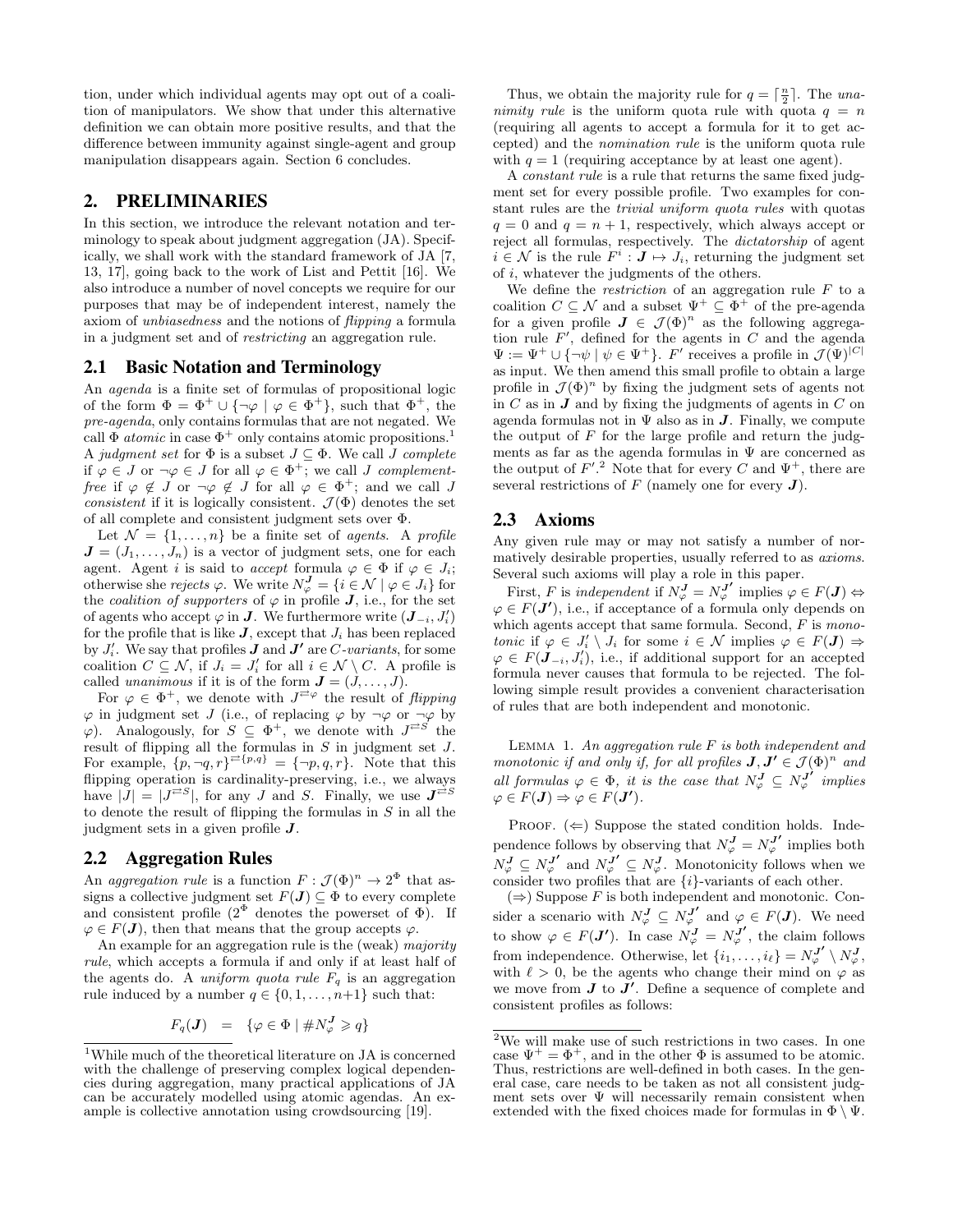tion, under which individual agents may opt out of a coalition of manipulators. We show that under this alternative definition we can obtain more positive results, and that the difference between immunity against single-agent and group manipulation disappears again. Section 6 concludes.

## 2. PRELIMINARIES

In this section, we introduce the relevant notation and terminology to speak about judgment aggregation (JA). Specifically, we shall work with the standard framework of JA [7, 13, 17], going back to the work of List and Pettit [16]. We also introduce a number of novel concepts we require for our purposes that may be of independent interest, namely the axiom of *unbiasedness* and the notions of *flipping* a formula in a judgment set and of *restricting* an aggregation rule.

### 2.1 Basic Notation and Terminology

An *agenda* is a finite set of formulas of propositional logic of the form $\Phi = \Phi^+ \cup \{\neg\varphi \mid \varphi \in \Phi^+\}$, such that $\Phi^+$, the *pre-agenda*, only contains formulas that are not negated. We call $\Phi$ *atomic* in case $\Phi^+$ only contains atomic propositions.[1] A *judgment set* for $\Phi$ is a subset $J \subseteq \Phi$. We call $J$ *complete* if $\varphi \in J$ or $\neg\varphi \in J$ for all $\varphi \in \Phi^+$; we call $J$ *complement-free* if $\varphi \notin J$ or $\neg\varphi \notin J$ for all $\varphi \in \Phi^+$; and we call $J$ *consistent* if it is logically consistent. $\mathcal{J}(\Phi)$ denotes the set of all complete and consistent judgment sets over $\Phi$.

Let $\mathcal{N} = \{1, \ldots, n\}$ be a finite set of *agents*. A *profile* $\boldsymbol{J} = (J_1, \ldots, J_n)$ is a vector of judgment sets, one for each agent. Agent $i$ is said to *accept* formula $\varphi \in \Phi$ if $\varphi \in J_i$; otherwise she *rejects* $\varphi$. We write $N_\varphi^{\boldsymbol{J}} = \{i \in \mathcal{N} \mid \varphi \in J_i\}$ for the *coalition of supporters* of $\varphi$ in profile $\boldsymbol{J}$, i.e., for the set of agents who accept $\varphi$ in $\boldsymbol{J}$. We furthermore write $(\boldsymbol{J}_{-i}, J_i')$ for the profile that is like $\boldsymbol{J}$, except that $J_i$ has been replaced by $J_i'$. We say that profiles $\boldsymbol{J}$ and $\boldsymbol{J}'$ are $C$*-variants*, for some coalition $C \subseteq \mathcal{N}$, if $J_i = J_i'$ for all $i \in \mathcal{N} \setminus C$. A profile is called *unanimous* if it is of the form $\boldsymbol{J} = (J, \ldots, J)$.

For $\varphi \in \Phi^+$, we denote with $J^{\rightleftarrows\varphi}$ the result of *flipping* $\varphi$ in judgment set $J$ (i.e., of replacing $\varphi$ by $\neg\varphi$ or $\neg\varphi$ by $\varphi$). Analogously, for $S \subseteq \Phi^+$, we denote with $J^{\rightleftarrows S}$ the result of flipping all the formulas in $S$ in judgment set $J$. For example, $\{p, \neg q, r\}^{\rightleftarrows\{p,q\}} = \{\neg p, q, r\}$. Note that this flipping operation is cardinality-preserving, i.e., we always have $|J| = |J^{\rightleftarrows S}|$, for any $J$ and $S$. Finally, we use $\boldsymbol{J}^{\rightleftarrows S}$ to denote the result of flipping the formulas in $S$ in all the judgment sets in a given profile $\boldsymbol{J}$.

### 2.2 Aggregation Rules

An *aggregation rule* is a function $F : \mathcal{J}(\Phi)^n \to 2^\Phi$ that assigns a collective judgment set $F(\boldsymbol{J}) \subseteq \Phi$ to every complete and consistent profile ($2^\Phi$ denotes the powerset of $\Phi$). If $\varphi \in F(\boldsymbol{J})$, then that means that the group accepts $\varphi$.

An example for an aggregation rule is the (weak) *majority rule*, which accepts a formula if and only if at least half of the agents do. A *uniform quota rule* $F_q$ is an aggregation rule induced by a number $q \in \{0, 1, \ldots, n+1\}$ such that:

$$F_q(\boldsymbol{J}) \;\; = \;\; \{\varphi \in \Phi \mid \#N_\varphi^{\boldsymbol{J}} \geqslant q\}$$

Thus, we obtain the majority rule for $q = \lceil \frac{n}{2} \rceil$. The *unanimity rule* is the uniform quota rule with quota $q = n$ (requiring all agents to accept a formula for it to get accepted) and the *nomination rule* is the uniform quota rule with $q = 1$ (requiring acceptance by at least one agent).

A *constant rule* is a rule that returns the same fixed judgment set for every possible profile. Two examples for constant rules are the *trivial uniform quota rules* with quotas $q = 0$ and $q = n + 1$, respectively, which always accept or reject all formulas, respectively. The *dictatorship* of agent $i \in \mathcal{N}$ is the rule $F^i : \boldsymbol{J} \mapsto J_i$, returning the judgment set of $i$, whatever the judgments of the others.

We define the *restriction* of an aggregation rule $F$ to a coalition $C \subseteq \mathcal{N}$ and a subset $\Psi^+ \subseteq \Phi^+$ of the pre-agenda for a given profile $\boldsymbol{J} \in \mathcal{J}(\Phi)^n$ as the following aggregation rule $F'$, defined for the agents in $C$ and the agenda $\Psi := \Psi^+ \cup \{\neg\psi \mid \psi \in \Psi^+\}$. $F'$ receives a profile in $\mathcal{J}(\Psi)^{|C|}$ as input. We then amend this small profile to obtain a large profile in $\mathcal{J}(\Phi)^n$ by fixing the judgment sets of agents not in $C$ as in $\boldsymbol{J}$ and by fixing the judgments of agents in $C$ on agenda formulas not in $\Psi$ also as in $\boldsymbol{J}$. Finally, we compute the output of $F$ for the large profile and return the judgments as far as the agenda formulas in $\Psi$ are concerned as the output of $F'$.[2] Note that for every $C$ and $\Psi^+$, there are several restrictions of $F$ (namely one for every $\boldsymbol{J}$).

### 2.3 Axioms

Any given rule may or may not satisfy a number of normatively desirable properties, usually referred to as *axioms*. Several such axioms will play a role in this paper.

First, $F$ is *independent* if $N_\varphi^{\boldsymbol{J}} = N_\varphi^{\boldsymbol{J}'}$ implies $\varphi \in F(\boldsymbol{J}) \Leftrightarrow \varphi \in F(\boldsymbol{J}')$, i.e., if acceptance of a formula only depends on which agents accept that same formula. Second, $F$ is *monotonic* if $\varphi \in J_i' \setminus J_i$ for some $i \in \mathcal{N}$ implies $\varphi \in F(\boldsymbol{J}) \Rightarrow \varphi \in F(\boldsymbol{J}_{-i}, J_i')$, i.e., if additional support for an accepted formula never causes that formula to be rejected. The following simple result provides a convenient characterisation of rules that are both independent and monotonic.

LEMMA 1. *An aggregation rule $F$ is both independent and monotonic if and only if, for all profiles $\boldsymbol{J}, \boldsymbol{J}' \in \mathcal{J}(\Phi)^n$ and all formulas $\varphi \in \Phi$, it is the case that $N_\varphi^{\boldsymbol{J}} \subseteq N_\varphi^{\boldsymbol{J}'}$ implies $\varphi \in F(\boldsymbol{J}) \Rightarrow \varphi \in F(\boldsymbol{J}')$.*

PROOF. ($\Leftarrow$) Suppose the stated condition holds. Independence follows by observing that $N_\varphi^{\boldsymbol{J}} = N_\varphi^{\boldsymbol{J}'}$ implies both $N_\varphi^{\boldsymbol{J}} \subseteq N_\varphi^{\boldsymbol{J}'}$ and $N_\varphi^{\boldsymbol{J}'} \subseteq N_\varphi^{\boldsymbol{J}}$. Monotonicity follows when we consider two profiles that are $\{i\}$-variants of each other.

($\Rightarrow$) Suppose $F$ is both independent and monotonic. Consider a scenario with $N_\varphi^{\boldsymbol{J}} \subseteq N_\varphi^{\boldsymbol{J}'}$ and $\varphi \in F(\boldsymbol{J})$. We need to show $\varphi \in F(\boldsymbol{J}')$. In case $N_\varphi^{\boldsymbol{J}} = N_\varphi^{\boldsymbol{J}'}$, the claim follows from independence. Otherwise, let $\{i_1, \ldots, i_\ell\} = N_\varphi^{\boldsymbol{J}'} \setminus N_\varphi^{\boldsymbol{J}}$, with $\ell > 0$, be the agents who change their mind on $\varphi$ as we move from $\boldsymbol{J}$ to $\boldsymbol{J}'$. Define a sequence of complete and consistent profiles as follows:

[1] While much of the theoretical literature on JA is concerned with the challenge of preserving complex logical dependencies during aggregation, many practical applications of JA can be accurately modelled using atomic agendas. An example is collective annotation using crowdsourcing [19].

[2] We will make use of such restrictions in two cases. In one case $\Psi^+ = \Phi^+$, and in the other $\Phi$ is assumed to be atomic. Thus, restrictions are well-defined in both cases. In the general case, care needs to be taken as not all consistent judgment sets over $\Psi$ will necessarily remain consistent when extended with the fixed choices made for formulas in $\Phi \setminus \Psi$.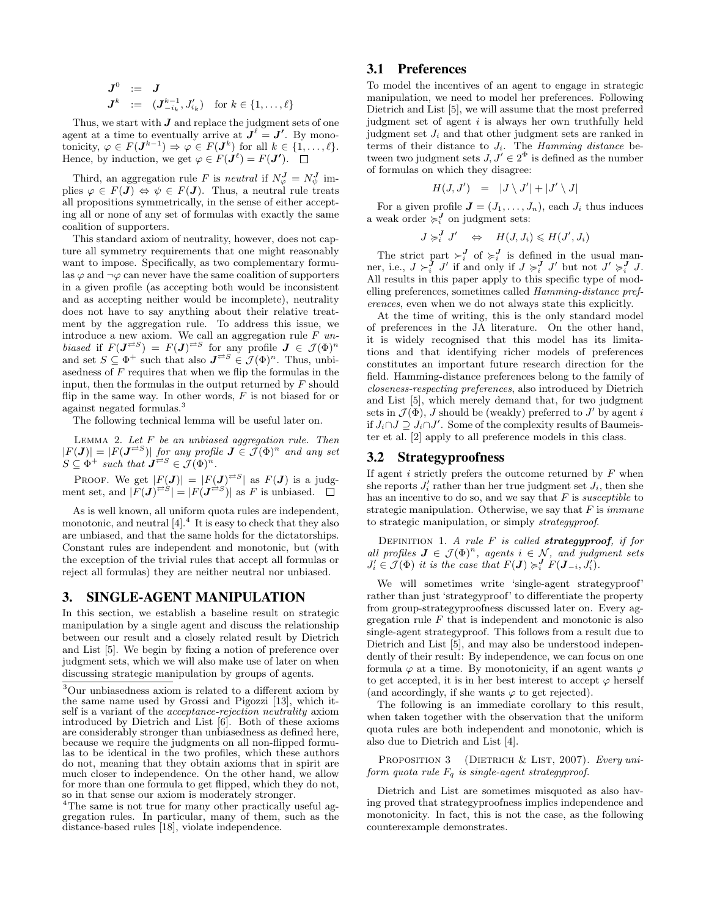$$
\begin{aligned}
\boldsymbol{J}^0 &:= \boldsymbol{J} \\
\boldsymbol{J}^k &:= (\boldsymbol{J}^{k-1}_{-i_k}, J'_{i_k}) \quad \text{for } k \in \{1, \ldots, \ell\}
\end{aligned}
$$

Thus, we start with $\boldsymbol{J}$ and replace the judgment sets of one agent at a time to eventually arrive at $\boldsymbol{J}^\ell = \boldsymbol{J}'$. By monotonicity, $\varphi \in F(\boldsymbol{J}^{k-1}) \Rightarrow \varphi \in F(\boldsymbol{J}^k)$ for all $k \in \{1, \ldots, \ell\}$. Hence, by induction, we get $\varphi \in F(\boldsymbol{J}^\ell) = F(\boldsymbol{J}')$. □

Third, an aggregation rule $F$ is *neutral* if $N^{\boldsymbol{J}}_\varphi = N^{\boldsymbol{J}}_\psi$ implies $\varphi \in F(\boldsymbol{J}) \Leftrightarrow \psi \in F(\boldsymbol{J})$. Thus, a neutral rule treats all propositions symmetrically, in the sense of either accepting all or none of any set of formulas with exactly the same coalition of supporters.

This standard axiom of neutrality, however, does not capture all symmetry requirements that one might reasonably want to impose. Specifically, as two complementary formulas $\varphi$ and $\neg\varphi$ can never have the same coalition of supporters in a given profile (as accepting both would be inconsistent and as accepting neither would be incomplete), neutrality does not have to say anything about their relative treatment by the aggregation rule. To address this issue, we introduce a new axiom. We call an aggregation rule $F$ *unbiased* if $F(\boldsymbol{J}^{\rightleftarrows S}) = F(\boldsymbol{J})^{\rightleftarrows S}$ for any profile $\boldsymbol{J} \in \mathcal{J}(\Phi)^n$ and set $S \subseteq \Phi^+$ such that also $\boldsymbol{J}^{\rightleftarrows S} \in \mathcal{J}(\Phi)^n$. Thus, unbiasedness of $F$ requires that when we flip the formulas in the input, then the formulas in the output returned by $F$ should flip in the same way. In other words, $F$ is not biased for or against negated formulas.[3]

The following technical lemma will be useful later on.

LEMMA 2. *Let $F$ be an unbiased aggregation rule. Then $|F(\boldsymbol{J})| = |F(\boldsymbol{J}^{\rightleftarrows S})|$ for any profile $\boldsymbol{J} \in \mathcal{J}(\Phi)^n$ and any set $S \subseteq \Phi^+$ such that $\boldsymbol{J}^{\rightleftarrows S} \in \mathcal{J}(\Phi)^n$.*

PROOF. We get $|F(\boldsymbol{J})| = |F(\boldsymbol{J})^{\rightleftarrows S}|$ as $F(\boldsymbol{J})$ is a judgment set, and $|F(\boldsymbol{J})^{\rightleftarrows S}| = |F(\boldsymbol{J}^{\rightleftarrows S})|$ as $F$ is unbiased. □

As is well known, all uniform quota rules are independent, monotonic, and neutral [4].[4] It is easy to check that they also are unbiased, and that the same holds for the dictatorships. Constant rules are independent and monotonic, but (with the exception of the trivial rules that accept all formulas or reject all formulas) they are neither neutral nor unbiased.

## 3. SINGLE-AGENT MANIPULATION

In this section, we establish a baseline result on strategic manipulation by a single agent and discuss the relationship between our result and a closely related result by Dietrich and List [5]. We begin by fixing a notion of preference over judgment sets, which we will also make use of later on when discussing strategic manipulation by groups of agents.

[3] Our unbiasedness axiom is related to a different axiom by the same name used by Grossi and Pigozzi [13], which itself is a variant of the *acceptance-rejection neutrality* axiom introduced by Dietrich and List [6]. Both of these axioms are considerably stronger than unbiasedness as defined here, because we require the judgments on all non-flipped formulas to be identical in the two profiles, which these authors do not, meaning that they obtain axioms that in spirit are much closer to independence. On the other hand, we allow for more than one formula to get flipped, which they do not, so in that sense our axiom is moderately stronger.

[4] The same is not true for many other practically useful aggregation rules. In particular, many of them, such as the distance-based rules [18], violate independence.

### 3.1 Preferences

To model the incentives of an agent to engage in strategic manipulation, we need to model her preferences. Following Dietrich and List [5], we will assume that the most preferred judgment set of agent $i$ is always her own truthfully held judgment set $J_i$ and that other judgment sets are ranked in terms of their distance to $J_i$. The *Hamming distance* between two judgment sets $J, J' \in 2^\Phi$ is defined as the number of formulas on which they disagree:

$$
H(J, J') \quad = \quad |J \setminus J'| + |J' \setminus J|
$$

For a given profile $\boldsymbol{J} = (J_1, \ldots, J_n)$, each $J_i$ thus induces a weak order $\succcurlyeq^{\boldsymbol{J}}_i$ on judgment sets:

$$
J \succcurlyeq^{\boldsymbol{J}}_i J' \quad \Leftrightarrow \quad H(J, J_i) \leqslant H(J', J_i)
$$

The strict part $\succ^{\boldsymbol{J}}_i$ of $\succcurlyeq^{\boldsymbol{J}}_i$ is defined in the usual manner, i.e., $J \succ^{\boldsymbol{J}}_i J'$ if and only if $J \succcurlyeq^{\boldsymbol{J}}_i J'$ but not $J' \succcurlyeq^{\boldsymbol{J}}_i J$. All results in this paper apply to this specific type of modelling preferences, sometimes called *Hamming-distance preferences*, even when we do not always state this explicitly.

At the time of writing, this is the only standard model of preferences in the JA literature. On the other hand, it is widely recognised that this model has its limitations and that identifying richer models of preferences constitutes an important future research direction for the field. Hamming-distance preferences belong to the family of *closeness-respecting preferences*, also introduced by Dietrich and List [5], which merely demand that, for two judgment sets in $\mathcal{J}(\Phi)$, $J$ should be (weakly) preferred to $J'$ by agent $i$ if $J_i \cap J \supseteq J_i \cap J'$. Some of the complexity results of Baumeister et al. [2] apply to all preference models in this class.

### 3.2 Strategyproofness

If agent $i$ strictly prefers the outcome returned by $F$ when she reports $J'_i$ rather than her true judgment set $J_i$, then she has an incentive to do so, and we say that $F$ is *susceptible* to strategic manipulation. Otherwise, we say that $F$ is *immune* to strategic manipulation, or simply *strategyproof*.

DEFINITION 1. *A rule $F$ is called **strategyproof**, if for all profiles $\boldsymbol{J} \in \mathcal{J}(\Phi)^n$, agents $i \in \mathcal{N}$, and judgment sets $J'_i \in \mathcal{J}(\Phi)$ it is the case that $F(\boldsymbol{J}) \succcurlyeq^{\boldsymbol{J}}_i F(\boldsymbol{J}_{-i}, J'_i)$.*

We will sometimes write 'single-agent strategyproof' rather than just 'strategyproof' to differentiate the property from group-strategyproofness discussed later on. Every aggregation rule $F$ that is independent and monotonic is also single-agent strategyproof. This follows from a result due to Dietrich and List [5], and may also be understood independently of their result: By independence, we can focus on one formula $\varphi$ at a time. By monotonicity, if an agent wants $\varphi$ to get accepted, it is in her best interest to accept $\varphi$ herself (and accordingly, if she wants $\varphi$ to get rejected).

The following is an immediate corollary to this result, when taken together with the observation that the uniform quota rules are both independent and monotonic, which is also due to Dietrich and List [4].

PROPOSITION 3 (DIETRICH & LIST, 2007). *Every uniform quota rule $F_q$ is single-agent strategyproof.*

Dietrich and List are sometimes misquoted as also having proved that strategyproofness implies independence and monotonicity. In fact, this is not the case, as the following counterexample demonstrates.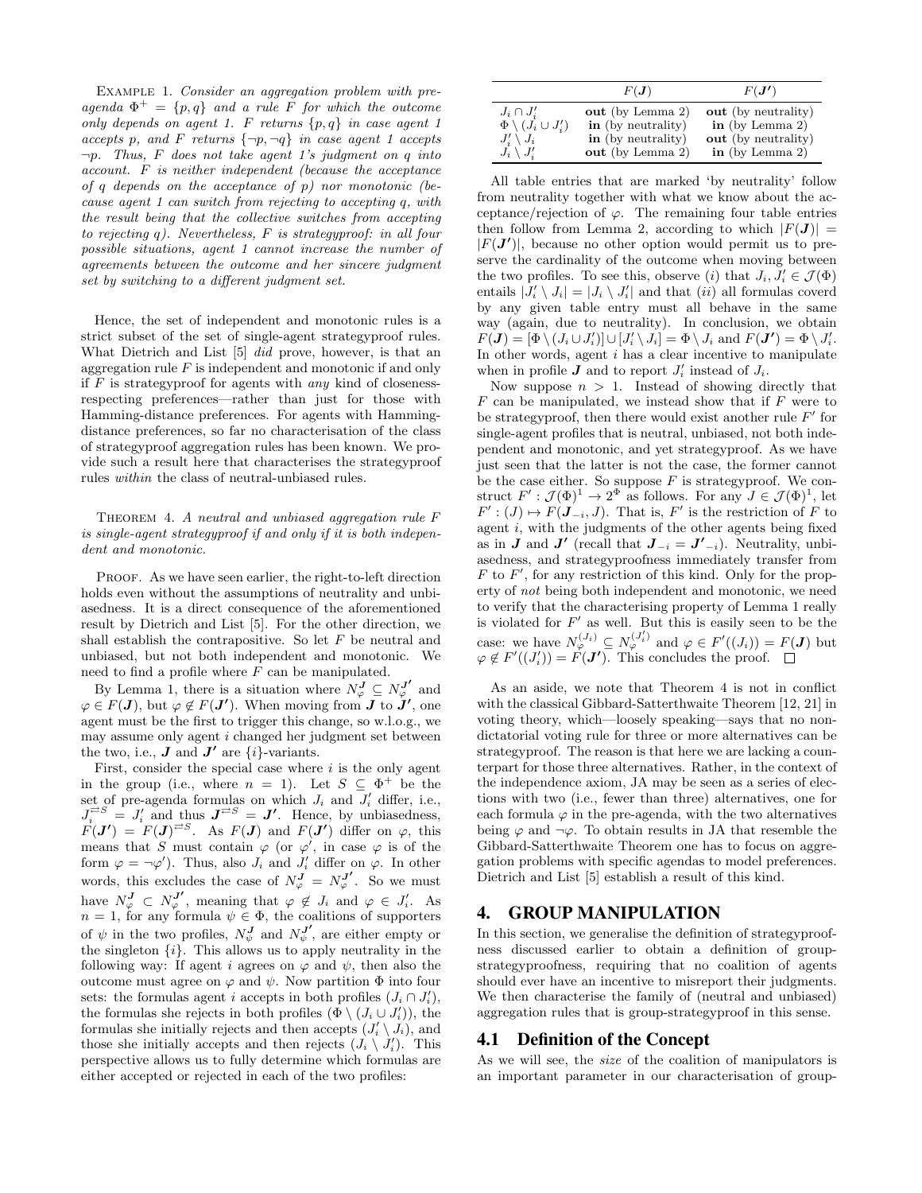Example 1. *Consider an aggregation problem with pre-agenda $\Phi^+ = \{p, q\}$ and a rule $F$ for which the outcome only depends on agent 1. $F$ returns $\{p, q\}$ in case agent 1 accepts $p$, and $F$ returns $\{\neg p, \neg q\}$ in case agent 1 accepts $\neg p$. Thus, $F$ does not take agent 1's judgment on $q$ into account. $F$ is neither independent (because the acceptance of $q$ depends on the acceptance of $p$) nor monotonic (because agent 1 can switch from rejecting to accepting $q$, with the result being that the collective switches from accepting to rejecting $q$). Nevertheless, $F$ is strategyproof: in all four possible situations, agent 1 cannot increase the number of agreements between the outcome and her sincere judgment set by switching to a different judgment set.*

Hence, the set of independent and monotonic rules is a strict subset of the set of single-agent strategyproof rules. What Dietrich and List [5] *did* prove, however, is that an aggregation rule $F$ is independent and monotonic if and only if $F$ is strategyproof for agents with *any* kind of closeness-respecting preferences—rather than just for those with Hamming-distance preferences. For agents with Hamming-distance preferences, so far no characterisation of the class of strategyproof aggregation rules has been known. We provide such a result here that characterises the strategyproof rules *within* the class of neutral-unbiased rules.

Theorem 4. *A neutral and unbiased aggregation rule $F$ is single-agent strategyproof if and only if it is both independent and monotonic.*

Proof. As we have seen earlier, the right-to-left direction holds even without the assumptions of neutrality and unbiasedness. It is a direct consequence of the aforementioned result by Dietrich and List [5]. For the other direction, we shall establish the contrapositive. So let $F$ be neutral and unbiased, but not both independent and monotonic. We need to find a profile where $F$ can be manipulated.

By Lemma 1, there is a situation where $N_\varphi^{\boldsymbol{J}} \subseteq N_\varphi^{\boldsymbol{J'}}$ and $\varphi \in F(\boldsymbol{J})$, but $\varphi \notin F(\boldsymbol{J'})$. When moving from $\boldsymbol{J}$ to $\boldsymbol{J'}$, one agent must be the first to trigger this change, so w.l.o.g., we may assume only agent $i$ changed her judgment set between the two, i.e., $\boldsymbol{J}$ and $\boldsymbol{J'}$ are $\{i\}$-variants.

First, consider the special case where $i$ is the only agent in the group (i.e., where $n = 1$). Let $S \subseteq \Phi^+$ be the set of pre-agenda formulas on which $J_i$ and $J'_i$ differ, i.e., $J_i^{\rightleftarrows S} = J'_i$ and thus $\boldsymbol{J}^{\rightleftarrows S} = \boldsymbol{J'}$. Hence, by unbiasedness, $F(\boldsymbol{J'}) = F(\boldsymbol{J})^{\rightleftarrows S}$. As $F(\boldsymbol{J})$ and $F(\boldsymbol{J'})$ differ on $\varphi$, this means that $S$ must contain $\varphi$ (or $\varphi'$, in case $\varphi$ is of the form $\varphi = \neg\varphi'$). Thus, also $J_i$ and $J'_i$ differ on $\varphi$. In other words, this excludes the case of $N_\varphi^{\boldsymbol{J}} = N_\varphi^{\boldsymbol{J'}}$. So we must have $N_\varphi^{\boldsymbol{J}} \subset N_\varphi^{\boldsymbol{J'}}$, meaning that $\varphi \notin J_i$ and $\varphi \in J'_i$. As $n = 1$, for any formula $\psi \in \Phi$, the coalitions of supporters of $\psi$ in the two profiles, $N_\psi^{\boldsymbol{J}}$ and $N_\psi^{\boldsymbol{J'}}$, are either empty or the singleton $\{i\}$. This allows us to apply neutrality in the following way: If agent $i$ agrees on $\varphi$ and $\psi$, then also the outcome must agree on $\varphi$ and $\psi$. Now partition $\Phi$ into four sets: the formulas agent $i$ accepts in both profiles ($J_i \cap J'_i$), the formulas she rejects in both profiles ($\Phi \setminus (J_i \cup J'_i)$), the formulas she initially rejects and then accepts ($J'_i \setminus J_i$), and those she initially accepts and then rejects ($J_i \setminus J'_i$). This perspective allows us to fully determine which formulas are either accepted or rejected in each of the two profiles:

| | $F(\boldsymbol{J})$ | $F(\boldsymbol{J'})$ |
|---|---|---|
| $J_i \cap J'_i$ | **out** (by Lemma 2) | **out** (by neutrality) |
| $\Phi \setminus (J_i \cup J'_i)$ | **in** (by neutrality) | **in** (by Lemma 2) |
| $J'_i \setminus J_i$ | **in** (by neutrality) | **out** (by neutrality) |
| $J_i \setminus J'_i$ | **out** (by Lemma 2) | **in** (by Lemma 2) |

All table entries that are marked 'by neutrality' follow from neutrality together with what we know about the acceptance/rejection of $\varphi$. The remaining four table entries then follow from Lemma 2, according to which $|F(\boldsymbol{J})| = |F(\boldsymbol{J'})|$, because no other option would permit us to preserve the cardinality of the outcome when moving between the two profiles. To see this, observe ($i$) that $J_i, J'_i \in \mathcal{J}(\Phi)$ entails $|J'_i \setminus J_i| = |J_i \setminus J'_i|$ and that ($ii$) all formulas coverd by any given table entry must all behave in the same way (again, due to neutrality). In conclusion, we obtain $F(\boldsymbol{J}) = [\Phi \setminus (J_i \cup J'_i)] \cup [J'_i \setminus J_i] = \Phi \setminus J_i$ and $F(\boldsymbol{J'}) = \Phi \setminus J'_i$. In other words, agent $i$ has a clear incentive to manipulate when in profile $\boldsymbol{J}$ and to report $J'_i$ instead of $J_i$.

Now suppose $n > 1$. Instead of showing directly that $F$ can be manipulated, we instead show that if $F$ were to be strategyproof, then there would exist another rule $F'$ for single-agent profiles that is neutral, unbiased, not both independent and monotonic, and yet strategyproof. As we have just seen that the latter is not the case, the former cannot be the case either. So suppose $F$ is strategyproof. We construct $F' : \mathcal{J}(\Phi)^1 \to 2^\Phi$ as follows. For any $J \in \mathcal{J}(\Phi)^1$, let $F' : (J) \mapsto F(\boldsymbol{J}_{-i}, J)$. That is, $F'$ is the restriction of $F$ to agent $i$, with the judgments of the other agents being fixed as in $\boldsymbol{J}$ and $\boldsymbol{J'}$ (recall that $\boldsymbol{J}_{-i} = \boldsymbol{J'}_{-i}$). Neutrality, unbiasedness, and strategyproofness immediately transfer from $F$ to $F'$, for any restriction of this kind. Only for the property of *not* being both independent and monotonic, we need to verify that the characterising property of Lemma 1 really is violated for $F'$ as well. But this is easily seen to be the case: we have $N_\varphi^{(J_i)} \subseteq N_\varphi^{(J'_i)}$ and $\varphi \in F'((J_i)) = F(\boldsymbol{J})$ but $\varphi \notin F'((J'_i)) = F(\boldsymbol{J'})$. This concludes the proof. $\square$

As an aside, we note that Theorem 4 is not in conflict with the classical Gibbard-Satterthwaite Theorem [12, 21] in voting theory, which—loosely speaking—says that no non-dictatorial voting rule for three or more alternatives can be strategyproof. The reason is that here we are lacking a counterpart for those three alternatives. Rather, in the context of the independence axiom, JA may be seen as a series of elections with two (i.e., fewer than three) alternatives, one for each formula $\varphi$ in the pre-agenda, with the two alternatives being $\varphi$ and $\neg\varphi$. To obtain results in JA that resemble the Gibbard-Satterthwaite Theorem one has to focus on aggregation problems with specific agendas to model preferences. Dietrich and List [5] establish a result of this kind.

## 4. GROUP MANIPULATION

In this section, we generalise the definition of strategyproofness discussed earlier to obtain a definition of group-strategyproofness, requiring that no coalition of agents should ever have an incentive to misreport their judgments. We then characterise the family of (neutral and unbiased) aggregation rules that is group-strategyproof in this sense.

### 4.1 Definition of the Concept

As we will see, the *size* of the coalition of manipulators is an important parameter in our characterisation of group-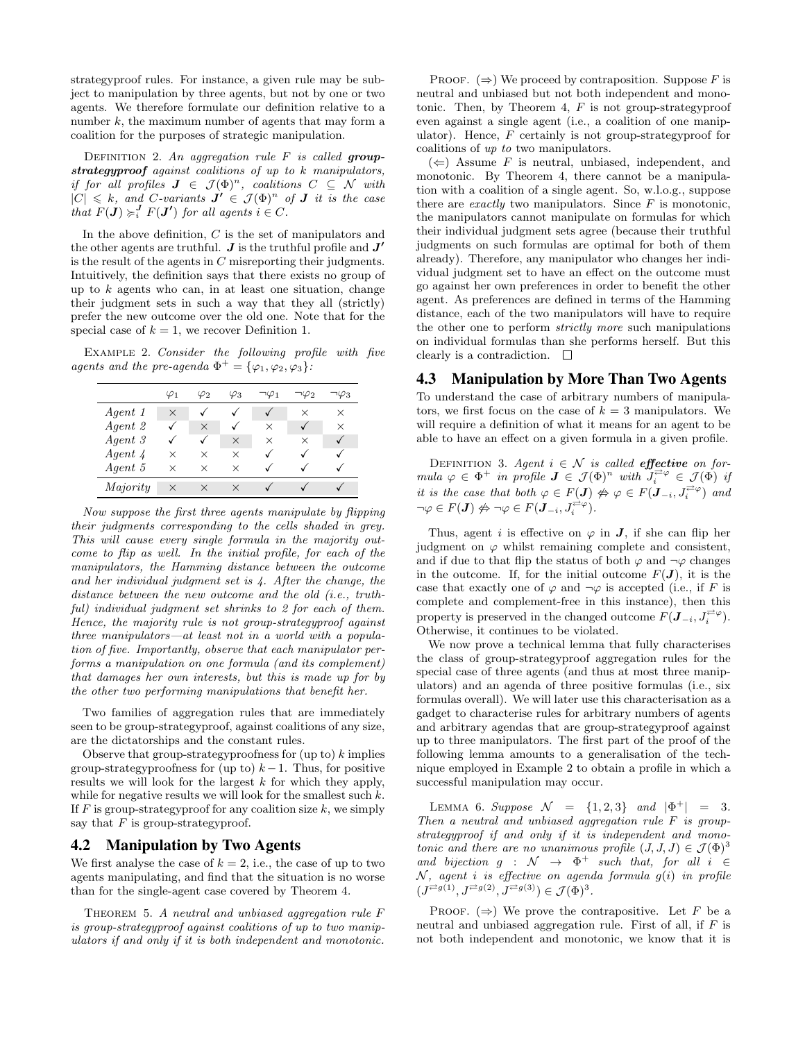strategyproof rules. For instance, a given rule may be subject to manipulation by three agents, but not by one or two agents. We therefore formulate our definition relative to a number $k$, the maximum number of agents that may form a coalition for the purposes of strategic manipulation.

Definition 2. *An aggregation rule $F$ is called **group-strategyproof** against coalitions of up to $k$ manipulators, if for all profiles $\boldsymbol{J} \in \mathcal{J}(\Phi)^n$, coalitions $C \subseteq \mathcal{N}$ with $|C| \leqslant k$, and $C$-variants $\boldsymbol{J}' \in \mathcal{J}(\Phi)^n$ of $\boldsymbol{J}$ it is the case that $F(\boldsymbol{J}) \succcurlyeq_i^{\boldsymbol{J}} F(\boldsymbol{J}')$ for all agents $i \in C$.*

In the above definition, $C$ is the set of manipulators and the other agents are truthful. $\boldsymbol{J}$ is the truthful profile and $\boldsymbol{J}'$ is the result of the agents in $C$ misreporting their judgments. Intuitively, the definition says that there exists no group of up to $k$ agents who can, in at least one situation, change their judgment sets in such a way that they all (strictly) prefer the new outcome over the old one. Note that for the special case of $k = 1$, we recover Definition 1.

Example 2. *Consider the following profile with five agents and the pre-agenda $\Phi^+ = \{\varphi_1, \varphi_2, \varphi_3\}$:*

| | $\varphi_1$ | $\varphi_2$ | $\varphi_3$ | $\neg\varphi_1$ | $\neg\varphi_2$ | $\neg\varphi_3$ |
|---|---|---|---|---|---|---|
| *Agent 1* | × | ✓ | ✓ | ✓ | × | × |
| *Agent 2* | ✓ | × | ✓ | × | ✓ | × |
| *Agent 3* | ✓ | ✓ | × | × | × | ✓ |
| *Agent 4* | × | × | × | ✓ | ✓ | ✓ |
| *Agent 5* | × | × | × | ✓ | ✓ | ✓ |
| *Majority* | × | × | × | ✓ | ✓ | ✓ |

*Now suppose the first three agents manipulate by flipping their judgments corresponding to the cells shaded in grey. This will cause every single formula in the majority outcome to flip as well. In the initial profile, for each of the manipulators, the Hamming distance between the outcome and her individual judgment set is 4. After the change, the distance between the new outcome and the old (i.e., truthful) individual judgment set shrinks to 2 for each of them. Hence, the majority rule is not group-strategyproof against three manipulators—at least not in a world with a population of five. Importantly, observe that each manipulator performs a manipulation on one formula (and its complement) that damages her own interests, but this is made up for by the other two performing manipulations that benefit her.*

Two families of aggregation rules that are immediately seen to be group-strategyproof, against coalitions of any size, are the dictatorships and the constant rules.

Observe that group-strategyproofness for (up to) $k$ implies group-strategyproofness for (up to) $k-1$. Thus, for positive results we will look for the largest $k$ for which they apply, while for negative results we will look for the smallest such $k$. If $F$ is group-strategyproof for any coalition size $k$, we simply say that $F$ is group-strategyproof.

## 4.2 Manipulation by Two Agents

We first analyse the case of $k = 2$, i.e., the case of up to two agents manipulating, and find that the situation is no worse than for the single-agent case covered by Theorem 4.

Theorem 5. *A neutral and unbiased aggregation rule $F$ is group-strategyproof against coalitions of up to two manipulators if and only if it is both independent and monotonic.*

Proof. ($\Rightarrow$) We proceed by contraposition. Suppose $F$ is neutral and unbiased but not both independent and monotonic. Then, by Theorem 4, $F$ is not group-strategyproof even against a single agent (i.e., a coalition of one manipulator). Hence, $F$ certainly is not group-strategyproof for coalitions of *up to* two manipulators.

($\Leftarrow$) Assume $F$ is neutral, unbiased, independent, and monotonic. By Theorem 4, there cannot be a manipulation with a coalition of a single agent. So, w.l.o.g., suppose there are *exactly* two manipulators. Since $F$ is monotonic, the manipulators cannot manipulate on formulas for which their individual judgment sets agree (because their truthful judgments on such formulas are optimal for both of them already). Therefore, any manipulator who changes her individual judgment set to have an effect on the outcome must go against her own preferences in order to benefit the other agent. As preferences are defined in terms of the Hamming distance, each of the two manipulators will have to require the other one to perform *strictly more* such manipulations on individual formulas than she performs herself. But this clearly is a contradiction. $\square$

## 4.3 Manipulation by More Than Two Agents

To understand the case of arbitrary numbers of manipulators, we first focus on the case of $k = 3$ manipulators. We will require a definition of what it means for an agent to be able to have an effect on a given formula in a given profile.

Definition 3. *Agent $i \in \mathcal{N}$ is called **effective** on formula $\varphi \in \Phi^+$ in profile $\boldsymbol{J} \in \mathcal{J}(\Phi)^n$ with $J_i^{\rightleftarrows\varphi} \in \mathcal{J}(\Phi)$ if it is the case that both $\varphi \in F(\boldsymbol{J}) \not\Leftrightarrow \varphi \in F(\boldsymbol{J}_{-i}, J_i^{\rightleftarrows\varphi})$ and $\neg\varphi \in F(\boldsymbol{J}) \not\Leftrightarrow \neg\varphi \in F(\boldsymbol{J}_{-i}, J_i^{\rightleftarrows\varphi})$.*

Thus, agent $i$ is effective on $\varphi$ in $\boldsymbol{J}$, if she can flip her judgment on $\varphi$ whilst remaining complete and consistent, and if due to that flip the status of both $\varphi$ and $\neg\varphi$ changes in the outcome. If, for the initial outcome $F(\boldsymbol{J})$, it is the case that exactly one of $\varphi$ and $\neg\varphi$ is accepted (i.e., if $F$ is complete and complement-free in this instance), then this property is preserved in the changed outcome $F(\boldsymbol{J}_{-i}, J_i^{\rightleftarrows\varphi})$. Otherwise, it continues to be violated.

We now prove a technical lemma that fully characterises the class of group-strategyproof aggregation rules for the special case of three agents (and thus at most three manipulators) and an agenda of three positive formulas (i.e., six formulas overall). We will later use this characterisation as a gadget to characterise rules for arbitrary numbers of agents and arbitrary agendas that are group-strategyproof against up to three manipulators. The first part of the proof of the following lemma amounts to a generalisation of the technique employed in Example 2 to obtain a profile in which a successful manipulation may occur.

Lemma 6. *Suppose $\mathcal{N} = \{1, 2, 3\}$ and $|\Phi^+| = 3$. Then a neutral and unbiased aggregation rule $F$ is group-strategyproof if and only if it is independent and monotonic and there are no unanimous profile $(J, J, J) \in \mathcal{J}(\Phi)^3$ and bijection $g : \mathcal{N} \to \Phi^+$ such that, for all $i \in \mathcal{N}$, agent $i$ is effective on agenda formula $g(i)$ in profile $(J^{\rightleftarrows g(1)}, J^{\rightleftarrows g(2)}, J^{\rightleftarrows g(3)}) \in \mathcal{J}(\Phi)^3$.*

Proof. ($\Rightarrow$) We prove the contrapositive. Let $F$ be a neutral and unbiased aggregation rule. First of all, if $F$ is not both independent and monotonic, we know that it is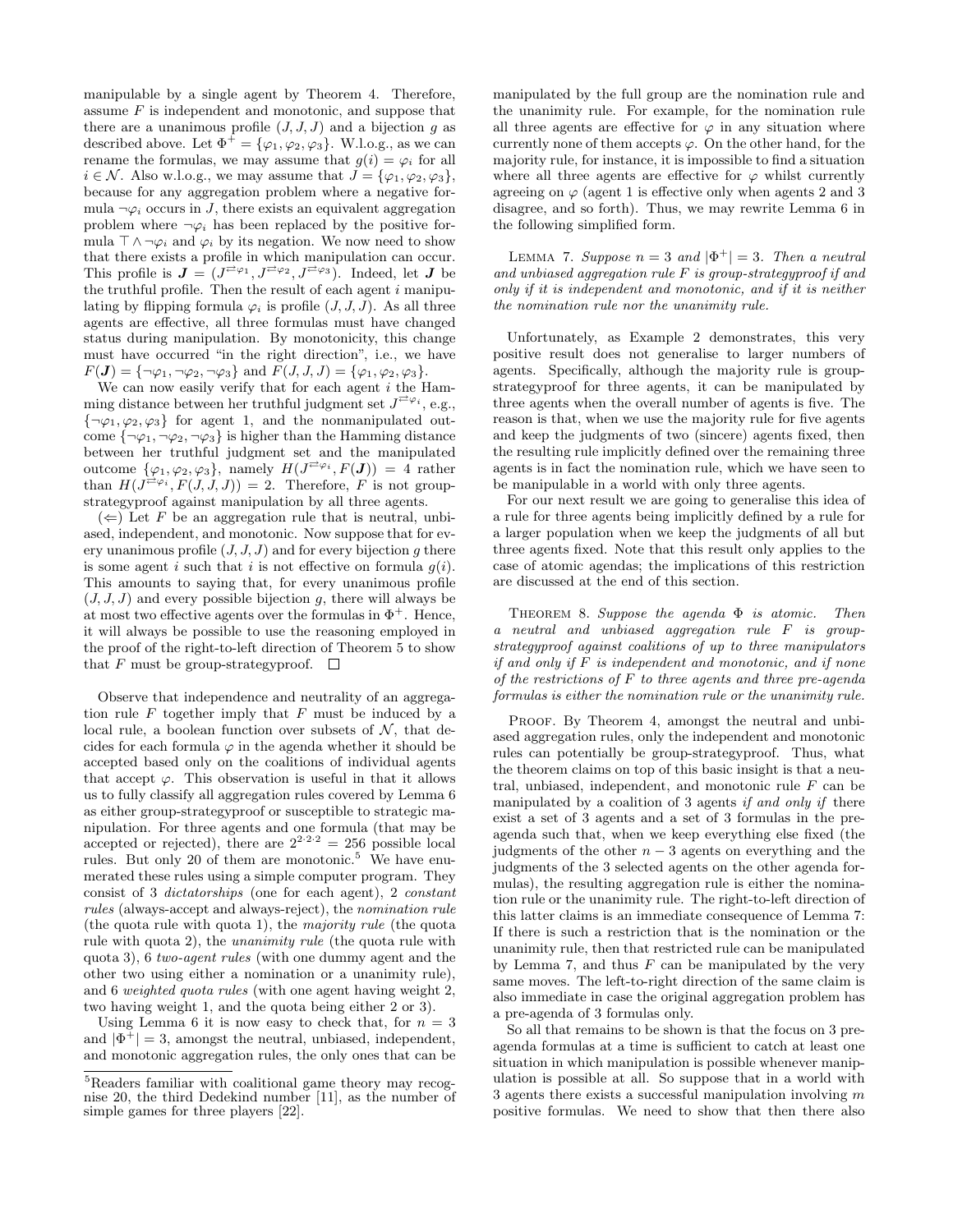manipulable by a single agent by Theorem 4. Therefore, assume $F$ is independent and monotonic, and suppose that there are a unanimous profile $(J, J, J)$ and a bijection $g$ as described above. Let $\Phi^+ = \{\varphi_1, \varphi_2, \varphi_3\}$. W.l.o.g., as we can rename the formulas, we may assume that $g(i) = \varphi_i$ for all $i \in \mathcal{N}$. Also w.l.o.g., we may assume that $J = \{\varphi_1, \varphi_2, \varphi_3\}$, because for any aggregation problem where a negative formula $\neg\varphi_i$ occurs in $J$, there exists an equivalent aggregation problem where $\neg\varphi_i$ has been replaced by the positive formula $\top \wedge \neg\varphi_i$ and $\varphi_i$ by its negation. We now need to show that there exists a profile in which manipulation can occur. This profile is $\boldsymbol{J} = (J^{\rightleftarrows\varphi_1}, J^{\rightleftarrows\varphi_2}, J^{\rightleftarrows\varphi_3})$. Indeed, let $\boldsymbol{J}$ be the truthful profile. Then the result of each agent $i$ manipulating by flipping formula $\varphi_i$ is profile $(J, J, J)$. As all three agents are effective, all three formulas must have changed status during manipulation. By monotonicity, this change must have occurred "in the right direction", i.e., we have $F(\boldsymbol{J}) = \{\neg\varphi_1, \neg\varphi_2, \neg\varphi_3\}$ and $F(J, J, J) = \{\varphi_1, \varphi_2, \varphi_3\}$.

We can now easily verify that for each agent $i$ the Hamming distance between her truthful judgment set $J^{\rightleftarrows\varphi_i}$, e.g., $\{\neg\varphi_1, \varphi_2, \varphi_3\}$ for agent 1, and the nonmanipulated outcome $\{\neg\varphi_1, \neg\varphi_2, \neg\varphi_3\}$ is higher than the Hamming distance between her truthful judgment set and the manipulated outcome $\{\varphi_1, \varphi_2, \varphi_3\}$, namely $H(J^{\rightleftarrows\varphi_i}, F(\boldsymbol{J})) = 4$ rather than $H(J^{\rightleftarrows\varphi_i}, F(J, J, J)) = 2$. Therefore, $F$ is not group-strategyproof against manipulation by all three agents.

($\Leftarrow$) Let $F$ be an aggregation rule that is neutral, unbiased, independent, and monotonic. Now suppose that for every unanimous profile $(J, J, J)$ and for every bijection $g$ there is some agent $i$ such that $i$ is not effective on formula $g(i)$. This amounts to saying that, for every unanimous profile $(J, J, J)$ and every possible bijection $g$, there will always be at most two effective agents over the formulas in $\Phi^+$. Hence, it will always be possible to use the reasoning employed in the proof of the right-to-left direction of Theorem 5 to show that $F$ must be group-strategyproof. □

Observe that independence and neutrality of an aggregation rule $F$ together imply that $F$ must be induced by a local rule, a boolean function over subsets of $\mathcal{N}$, that decides for each formula $\varphi$ in the agenda whether it should be accepted based only on the coalitions of individual agents that accept $\varphi$. This observation is useful in that it allows us to fully classify all aggregation rules covered by Lemma 6 as either group-strategyproof or susceptible to strategic manipulation. For three agents and one formula (that may be accepted or rejected), there are $2^{2\cdot2\cdot2} = 256$ possible local rules. But only 20 of them are monotonic.[5] We have enumerated these rules using a simple computer program. They consist of 3 *dictatorships* (one for each agent), 2 *constant rules* (always-accept and always-reject), the *nomination rule* (the quota rule with quota 1), the *majority rule* (the quota rule with quota 2), the *unanimity rule* (the quota rule with quota 3), 6 *two-agent rules* (with one dummy agent and the other two using either a nomination or a unanimity rule), and 6 *weighted quota rules* (with one agent having weight 2, two having weight 1, and the quota being either 2 or 3).

Using Lemma 6 it is now easy to check that, for $n = 3$ and $|\Phi^+| = 3$, amongst the neutral, unbiased, independent, and monotonic aggregation rules, the only ones that can be manipulated by the full group are the nomination rule and the unanimity rule. For example, for the nomination rule all three agents are effective for $\varphi$ in any situation where currently none of them accepts $\varphi$. On the other hand, for the majority rule, for instance, it is impossible to find a situation where all three agents are effective for $\varphi$ whilst currently agreeing on $\varphi$ (agent 1 is effective only when agents 2 and 3 disagree, and so forth). Thus, we may rewrite Lemma 6 in the following simplified form.

Lemma 7. *Suppose $n = 3$ and $|\Phi^+| = 3$. Then a neutral and unbiased aggregation rule $F$ is group-strategyproof if and only if it is independent and monotonic, and if it is neither the nomination rule nor the unanimity rule.*

Unfortunately, as Example 2 demonstrates, this very positive result does not generalise to larger numbers of agents. Specifically, although the majority rule is group-strategyproof for three agents, it can be manipulated by three agents when the overall number of agents is five. The reason is that, when we use the majority rule for five agents and keep the judgments of two (sincere) agents fixed, then the resulting rule implicitly defined over the remaining three agents is in fact the nomination rule, which we have seen to be manipulable in a world with only three agents.

For our next result we are going to generalise this idea of a rule for three agents being implicitly defined by a rule for a larger population when we keep the judgments of all but three agents fixed. Note that this result only applies to the case of atomic agendas; the implications of this restriction are discussed at the end of this section.

Theorem 8. *Suppose the agenda $\Phi$ is atomic. Then a neutral and unbiased aggregation rule $F$ is group-strategyproof against coalitions of up to three manipulators if and only if $F$ is independent and monotonic, and if none of the restrictions of $F$ to three agents and three pre-agenda formulas is either the nomination rule or the unanimity rule.*

Proof. By Theorem 4, amongst the neutral and unbiased aggregation rules, only the independent and monotonic rules can potentially be group-strategyproof. Thus, what the theorem claims on top of this basic insight is that a neutral, unbiased, independent, and monotonic rule $F$ can be manipulated by a coalition of 3 agents *if and only if* there exist a set of 3 agents and a set of 3 formulas in the pre-agenda such that, when we keep everything else fixed (the judgments of the other $n-3$ agents on everything and the judgments of the 3 selected agents on the other agenda formulas), the resulting aggregation rule is either the nomination rule or the unanimity rule. The right-to-left direction of this latter claims is an immediate consequence of Lemma 7: If there is such a restriction that is the nomination or the unanimity rule, then that restricted rule can be manipulated by Lemma 7, and thus $F$ can be manipulated by the very same moves. The left-to-right direction of the same claim is also immediate in case the original aggregation problem has a pre-agenda of 3 formulas only.

So all that remains to be shown is that the focus on 3 pre-agenda formulas at a time is sufficient to catch at least one situation in which manipulation is possible whenever manipulation is possible at all. So suppose that in a world with 3 agents there exists a successful manipulation involving $m$ positive formulas. We need to show that then there also

[5] Readers familiar with coalitional game theory may recognise 20, the third Dedekind number [11], as the number of simple games for three players [22].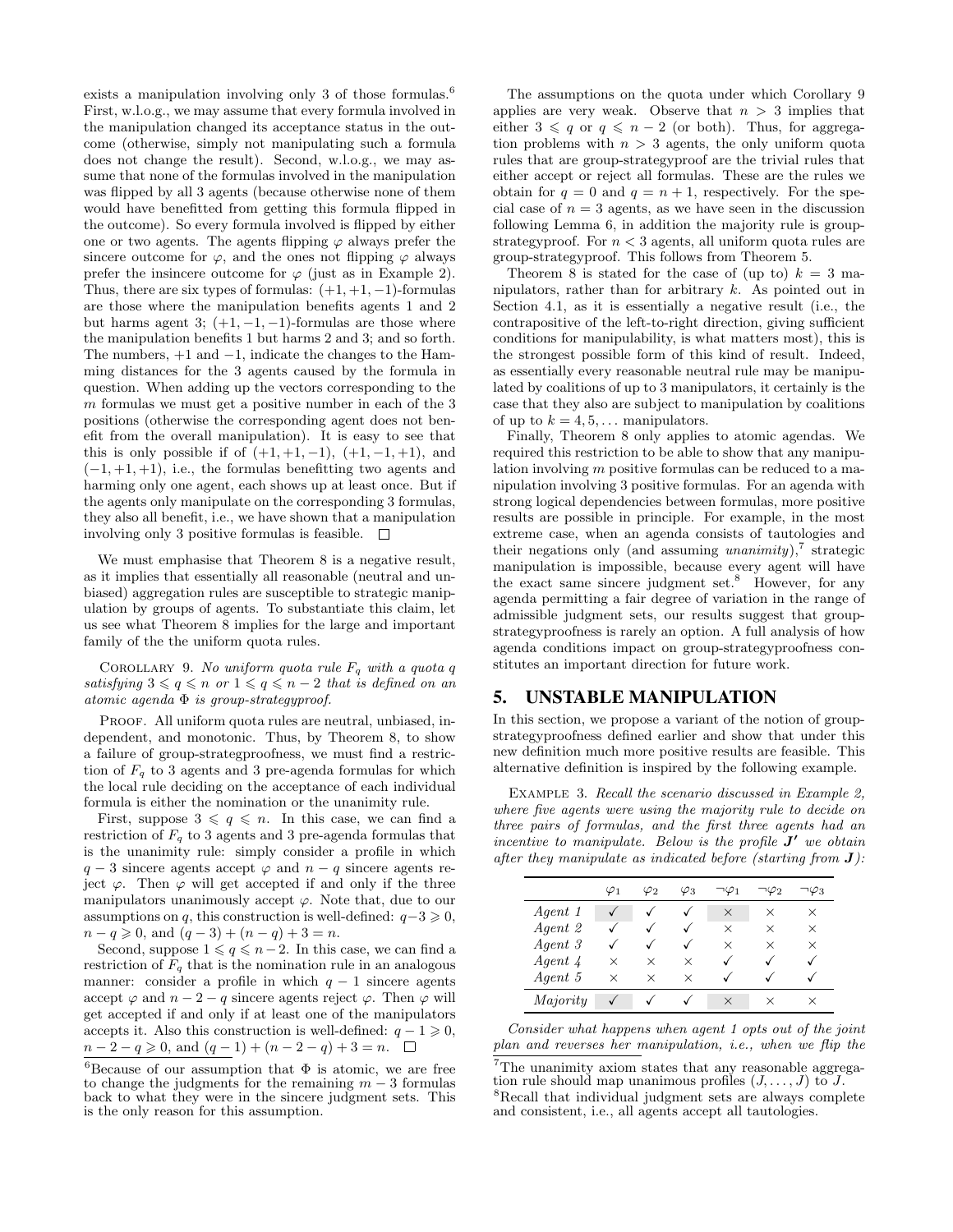exists a manipulation involving only 3 of those formulas.[6] First, w.l.o.g., we may assume that every formula involved in the manipulation changed its acceptance status in the outcome (otherwise, simply not manipulating such a formula does not change the result). Second, w.l.o.g., we may assume that none of the formulas involved in the manipulation was flipped by all 3 agents (because otherwise none of them would have benefitted from getting this formula flipped in the outcome). So every formula involved is flipped by either one or two agents. The agents flipping $\varphi$ always prefer the sincere outcome for $\varphi$, and the ones not flipping $\varphi$ always prefer the insincere outcome for $\varphi$ (just as in Example 2). Thus, there are six types of formulas: $(+1, +1, -1)$-formulas are those where the manipulation benefits agents 1 and 2 but harms agent 3; $(+1, -1, -1)$-formulas are those where the manipulation benefits 1 but harms 2 and 3; and so forth. The numbers, $+1$ and $-1$, indicate the changes to the Hamming distances for the 3 agents caused by the formula in question. When adding up the vectors corresponding to the $m$ formulas we must get a positive number in each of the 3 positions (otherwise the corresponding agent does not benefit from the overall manipulation). It is easy to see that this is only possible if of $(+1, +1, -1)$, $(+1, -1, +1)$, and $(-1, +1, +1)$, i.e., the formulas benefitting two agents and harming only one agent, each shows up at least once. But if the agents only manipulate on the corresponding 3 formulas, they also all benefit, i.e., we have shown that a manipulation involving only 3 positive formulas is feasible. □

We must emphasise that Theorem 8 is a negative result, as it implies that essentially all reasonable (neutral and unbiased) aggregation rules are susceptible to strategic manipulation by groups of agents. To substantiate this claim, let us see what Theorem 8 implies for the large and important family of the the uniform quota rules.

Corollary 9. *No uniform quota rule $F_q$ with a quota $q$ satisfying $3 \leqslant q \leqslant n$ or $1 \leqslant q \leqslant n-2$ that is defined on an atomic agenda $\Phi$ is group-strategyproof.*

Proof. All uniform quota rules are neutral, unbiased, independent, and monotonic. Thus, by Theorem 8, to show a failure of group-strategproofness, we must find a restriction of $F_q$ to 3 agents and 3 pre-agenda formulas for which the local rule deciding on the acceptance of each individual formula is either the nomination or the unanimity rule.

First, suppose $3 \leqslant q \leqslant n$. In this case, we can find a restriction of $F_q$ to 3 agents and 3 pre-agenda formulas that is the unanimity rule: simply consider a profile in which $q-3$ sincere agents accept $\varphi$ and $n-q$ sincere agents reject $\varphi$. Then $\varphi$ will get accepted if and only if the three manipulators unanimously accept $\varphi$. Note that, due to our assumptions on $q$, this construction is well-defined: $q-3 \geqslant 0$, $n-q \geqslant 0$, and $(q-3)+(n-q)+3 = n$.

Second, suppose $1 \leqslant q \leqslant n-2$. In this case, we can find a restriction of $F_q$ that is the nomination rule in an analogous manner: consider a profile in which $q-1$ sincere agents accept $\varphi$ and $n-2-q$ sincere agents reject $\varphi$. Then $\varphi$ will get accepted if and only if at least one of the manipulators accepts it. Also this construction is well-defined: $q-1 \geqslant 0$, $n-2-q \geqslant 0$, and $(q-1)+(n-2-q)+3 = n$. □

The assumptions on the quota under which Corollary 9 applies are very weak. Observe that $n > 3$ implies that either $3 \leqslant q$ or $q \leqslant n-2$ (or both). Thus, for aggregation problems with $n > 3$ agents, the only uniform quota rules that are group-strategyproof are the trivial rules that either accept or reject all formulas. These are the rules we obtain for $q = 0$ and $q = n+1$, respectively. For the special case of $n = 3$ agents, as we have seen in the discussion following Lemma 6, in addition the majority rule is group-strategyproof. For $n < 3$ agents, all uniform quota rules are group-strategyproof. This follows from Theorem 5.

Theorem 8 is stated for the case of (up to) $k = 3$ manipulators, rather than for arbitrary $k$. As pointed out in Section 4.1, as it is essentially a negative result (i.e., the contrapositive of the left-to-right direction, giving sufficient conditions for manipulability, is what matters most), this is the strongest possible form of this kind of result. Indeed, as essentially every reasonable neutral rule may be manipulated by coalitions of up to 3 manipulators, it certainly is the case that they also are subject to manipulation by coalitions of up to $k = 4, 5, \ldots$ manipulators.

Finally, Theorem 8 only applies to atomic agendas. We required this restriction to be able to show that any manipulation involving $m$ positive formulas can be reduced to a manipulation involving 3 positive formulas. For an agenda with strong logical dependencies between formulas, more positive results are possible in principle. For example, in the most extreme case, when an agenda consists of tautologies and their negations only (and assuming *unanimity*),[7] strategic manipulation is impossible, because every agent will have the exact same sincere judgment set.[8] However, for any agenda permitting a fair degree of variation in the range of admissible judgment sets, our results suggest that group-strategyproofness is rarely an option. A full analysis of how agenda conditions impact on group-strategyproofness constitutes an important direction for future work.

## 5. UNSTABLE MANIPULATION

In this section, we propose a variant of the notion of group-strategyproofness defined earlier and show that under this new definition much more positive results are feasible. This alternative definition is inspired by the following example.

Example 3. *Recall the scenario discussed in Example 2, where five agents were using the majority rule to decide on three pairs of formulas, and the first three agents had an incentive to manipulate. Below is the profile $\boldsymbol{J}'$ we obtain after they manipulate as indicated before (starting from $\boldsymbol{J}$):*

| | $\varphi_1$ | $\varphi_2$ | $\varphi_3$ | $\neg\varphi_1$ | $\neg\varphi_2$ | $\neg\varphi_3$ |
|---|---|---|---|---|---|---|
| *Agent 1* | ✓ | ✓ | ✓ | × | × | × |
| *Agent 2* | ✓ | ✓ | ✓ | × | × | × |
| *Agent 3* | ✓ | ✓ | ✓ | × | × | × |
| *Agent 4* | × | × | × | ✓ | ✓ | ✓ |
| *Agent 5* | × | × | × | ✓ | ✓ | ✓ |
| *Majority* | ✓ | ✓ | ✓ | × | × | × |

*Consider what happens when agent 1 opts out of the joint plan and reverses her manipulation, i.e., when we flip the*

[6] Because of our assumption that $\Phi$ is atomic, we are free to change the judgments for the remaining $m-3$ formulas back to what they were in the sincere judgment sets. This is the only reason for this assumption.

[7] The unanimity axiom states that any reasonable aggregation rule should map unanimous profiles $(J, \ldots, J)$ to $J$.

[8] Recall that individual judgment sets are always complete and consistent, i.e., all agents accept all tautologies.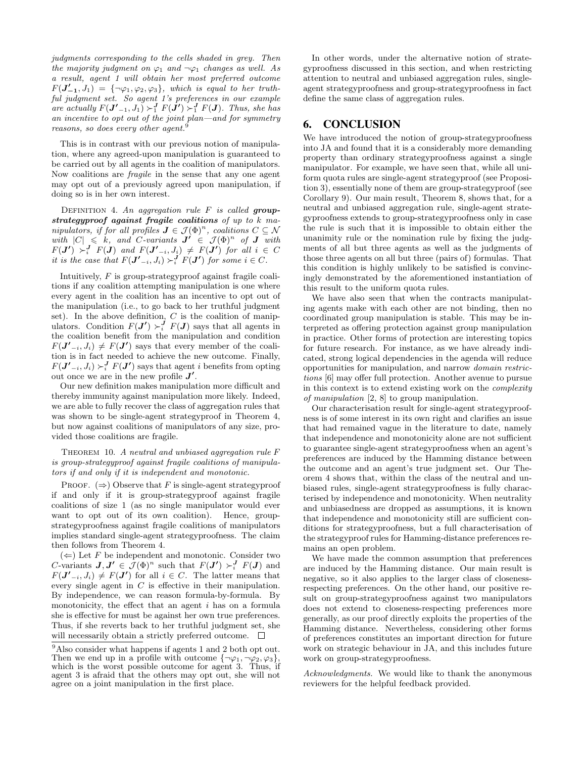*judgments corresponding to the cells shaded in grey. Then the majority judgment on $\varphi_1$ and $\neg\varphi_1$ changes as well. As a result, agent 1 will obtain her most preferred outcome $F(\boldsymbol{J'_{-1}}, J_1) = \{\neg\varphi_1, \varphi_2, \varphi_3\}$, which is equal to her truthful judgment set. So agent 1's preferences in our example are actually $F(\boldsymbol{J'}_{-1}, J_1) \succ_1^{\boldsymbol{J}} F(\boldsymbol{J'}) \succ_1^{\boldsymbol{J}} F(\boldsymbol{J})$. Thus, she has an incentive to opt out of the joint plan—and for symmetry reasons, so does every other agent.*[9]

This is in contrast with our previous notion of manipulation, where any agreed-upon manipulation is guaranteed to be carried out by all agents in the coalition of manipulators. Now coalitions are *fragile* in the sense that any one agent may opt out of a previously agreed upon manipulation, if doing so is in her own interest.

Definition 4. *An aggregation rule $F$ is called* ***group-strategyproof against fragile coalitions*** *of up to $k$ manipulators, if for all profiles $\boldsymbol{J} \in \mathcal{J}(\Phi)^n$, coalitions $C \subseteq \mathcal{N}$ with $|C| \leqslant k$, and $C$-variants $\boldsymbol{J'} \in \mathcal{J}(\Phi)^n$ of $\boldsymbol{J}$ with $F(\boldsymbol{J'}) \succ_i^{\boldsymbol{J}} F(\boldsymbol{J})$ and $F(\boldsymbol{J'}_{-i}, J_i) \neq F(\boldsymbol{J'})$ for all $i \in C$ it is the case that $F(\boldsymbol{J'}_{-i}, J_i) \succ_i^{\boldsymbol{J}} F(\boldsymbol{J'})$ for some $i \in C$.*

Intuitively, $F$ is group-strategyproof against fragile coalitions if any coalition attempting manipulation is one where every agent in the coalition has an incentive to opt out of the manipulation (i.e., to go back to her truthful judgment set). In the above definition, $C$ is the coalition of manipulators. Condition $F(\boldsymbol{J'}) \succ_i^{\boldsymbol{J}} F(\boldsymbol{J})$ says that all agents in the coalition benefit from the manipulation and condition $F(\boldsymbol{J'}_{-i}, J_i) \neq F(\boldsymbol{J'})$ says that every member of the coalition is in fact needed to achieve the new outcome. Finally, $F(\boldsymbol{J'}_{-i}, J_i) \succ_i^{\boldsymbol{J}} F(\boldsymbol{J'})$ says that agent $i$ benefits from opting out once we are in the new profile $\boldsymbol{J'}$.

Our new definition makes manipulation more difficult and thereby immunity against manipulation more likely. Indeed, we are able to fully recover the class of aggregation rules that was shown to be single-agent strategyproof in Theorem 4, but now against coalitions of manipulators of any size, provided those coalitions are fragile.

Theorem 10. *A neutral and unbiased aggregation rule $F$ is group-strategyproof against fragile coalitions of manipulators if and only if it is independent and monotonic.*

Proof. ($\Rightarrow$) Observe that $F$ is single-agent strategyproof if and only if it is group-strategyproof against fragile coalitions of size 1 (as no single manipulator would ever want to opt out of its own coalition). Hence, group-strategyproofness against fragile coalitions of manipulators implies standard single-agent strategyproofness. The claim then follows from Theorem 4.

($\Leftarrow$) Let $F$ be independent and monotonic. Consider two $C$-variants $\boldsymbol{J}, \boldsymbol{J'} \in \mathcal{J}(\Phi)^n$ such that $F(\boldsymbol{J'}) \succ_i^{\boldsymbol{J}} F(\boldsymbol{J})$ and $F(\boldsymbol{J'}_{-i}, J_i) \neq F(\boldsymbol{J'})$ for all $i \in C$. The latter means that every single agent in $C$ is effective in their manipulation. By independence, we can reason formula-by-formula. By monotonicity, the effect that an agent $i$ has on a formula she is effective for must be against her own true preferences. Thus, if she reverts back to her truthful judgment set, she will necessarily obtain a strictly preferred outcome. □

[9] Also consider what happens if agents 1 and 2 both opt out. Then we end up in a profile with outcome $\{\neg\varphi_1, \neg\varphi_2, \varphi_3\}$, which is the worst possible outcome for agent 3. Thus, if agent 3 is afraid that the others may opt out, she will not agree on a joint manipulation in the first place.

In other words, under the alternative notion of strategyproofness discussed in this section, and when restricting attention to neutral and unbiased aggregation rules, single-agent strategyproofness and group-strategyproofness in fact define the same class of aggregation rules.

## 6. CONCLUSION

We have introduced the notion of group-strategyproofness into JA and found that it is a considerably more demanding property than ordinary strategyproofness against a single manipulator. For example, we have seen that, while all uniform quota rules are single-agent strategyproof (see Proposition 3), essentially none of them are group-strategyproof (see Corollary 9). Our main result, Theorem 8, shows that, for a neutral and unbiased aggregation rule, single-agent strategyproofness extends to group-strategyproofness only in case the rule is such that it is impossible to obtain either the unanimity rule or the nomination rule by fixing the judgments of all but three agents as well as the judgments of those three agents on all but three (pairs of) formulas. That this condition is highly unlikely to be satisfied is convincingly demonstrated by the aforementioned instantiation of this result to the uniform quota rules.

We have also seen that when the contracts manipulating agents make with each other are not binding, then no coordinated group manipulation is stable. This may be interpreted as offering protection against group manipulation in practice. Other forms of protection are interesting topics for future research. For instance, as we have already indicated, strong logical dependencies in the agenda will reduce opportunities for manipulation, and narrow *domain restrictions* [6] may offer full protection. Another avenue to pursue in this context is to extend existing work on the *complexity of manipulation* [2, 8] to group manipulation.

Our characterisation result for single-agent strategyproofness is of some interest in its own right and clarifies an issue that had remained vague in the literature to date, namely that independence and monotonicity alone are not sufficient to guarantee single-agent strategyproofness when an agent's preferences are induced by the Hamming distance between the outcome and an agent's true judgment set. Our Theorem 4 shows that, within the class of the neutral and unbiased rules, single-agent strategyproofness is fully characterised by independence and monotonicity. When neutrality and unbiasedness are dropped as assumptions, it is known that independence and monotonicity still are sufficient conditions for strategyproofness, but a full characterisation of the strategyproof rules for Hamming-distance preferences remains an open problem.

We have made the common assumption that preferences are induced by the Hamming distance. Our main result is negative, so it also applies to the larger class of closeness-respecting preferences. On the other hand, our positive result on group-strategyproofness against two manipulators does not extend to closeness-respecting preferences more generally, as our proof directly exploits the properties of the Hamming distance. Nevertheless, considering other forms of preferences constitutes an important direction for future work on strategic behaviour in JA, and this includes future work on group-strategyproofness.

*Acknowledgments.* We would like to thank the anonymous reviewers for the helpful feedback provided.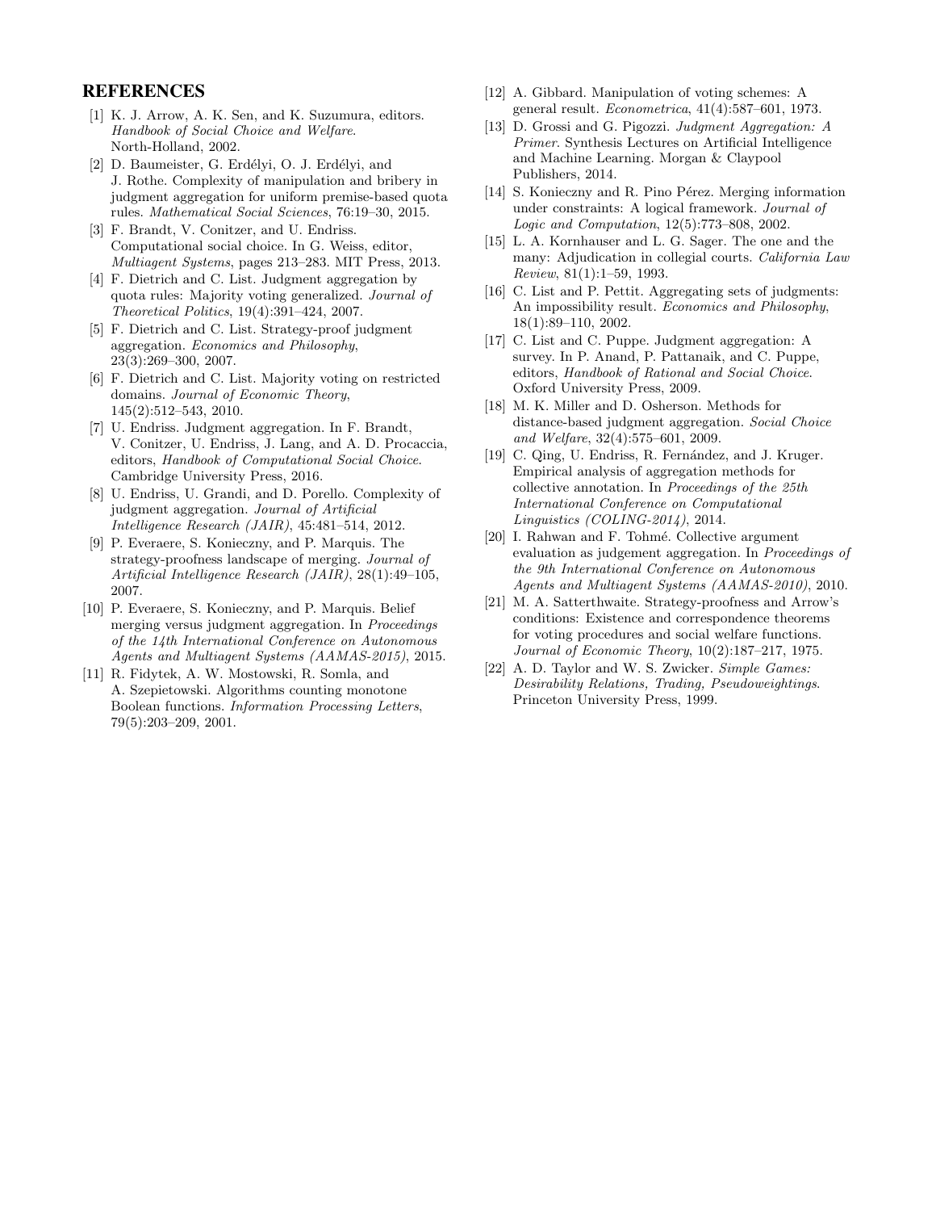## REFERENCES

[1] K. J. Arrow, A. K. Sen, and K. Suzumura, editors. *Handbook of Social Choice and Welfare*. North-Holland, 2002.

[2] D. Baumeister, G. Erdélyi, O. J. Erdélyi, and J. Rothe. Complexity of manipulation and bribery in judgment aggregation for uniform premise-based quota rules. *Mathematical Social Sciences*, 76:19–30, 2015.

[3] F. Brandt, V. Conitzer, and U. Endriss. Computational social choice. In G. Weiss, editor, *Multiagent Systems*, pages 213–283. MIT Press, 2013.

[4] F. Dietrich and C. List. Judgment aggregation by quota rules: Majority voting generalized. *Journal of Theoretical Politics*, 19(4):391–424, 2007.

[5] F. Dietrich and C. List. Strategy-proof judgment aggregation. *Economics and Philosophy*, 23(3):269–300, 2007.

[6] F. Dietrich and C. List. Majority voting on restricted domains. *Journal of Economic Theory*, 145(2):512–543, 2010.

[7] U. Endriss. Judgment aggregation. In F. Brandt, V. Conitzer, U. Endriss, J. Lang, and A. D. Procaccia, editors, *Handbook of Computational Social Choice*. Cambridge University Press, 2016.

[8] U. Endriss, U. Grandi, and D. Porello. Complexity of judgment aggregation. *Journal of Artificial Intelligence Research (JAIR)*, 45:481–514, 2012.

[9] P. Everaere, S. Konieczny, and P. Marquis. The strategy-proofness landscape of merging. *Journal of Artificial Intelligence Research (JAIR)*, 28(1):49–105, 2007.

[10] P. Everaere, S. Konieczny, and P. Marquis. Belief merging versus judgment aggregation. In *Proceedings of the 14th International Conference on Autonomous Agents and Multiagent Systems (AAMAS-2015)*, 2015.

[11] R. Fidytek, A. W. Mostowski, R. Somla, and A. Szepietowski. Algorithms counting monotone Boolean functions. *Information Processing Letters*, 79(5):203–209, 2001.

[12] A. Gibbard. Manipulation of voting schemes: A general result. *Econometrica*, 41(4):587–601, 1973.

[13] D. Grossi and G. Pigozzi. *Judgment Aggregation: A Primer*. Synthesis Lectures on Artificial Intelligence and Machine Learning. Morgan & Claypool Publishers, 2014.

[14] S. Konieczny and R. Pino Pérez. Merging information under constraints: A logical framework. *Journal of Logic and Computation*, 12(5):773–808, 2002.

[15] L. A. Kornhauser and L. G. Sager. The one and the many: Adjudication in collegial courts. *California Law Review*, 81(1):1–59, 1993.

[16] C. List and P. Pettit. Aggregating sets of judgments: An impossibility result. *Economics and Philosophy*, 18(1):89–110, 2002.

[17] C. List and C. Puppe. Judgment aggregation: A survey. In P. Anand, P. Pattanaik, and C. Puppe, editors, *Handbook of Rational and Social Choice*. Oxford University Press, 2009.

[18] M. K. Miller and D. Osherson. Methods for distance-based judgment aggregation. *Social Choice and Welfare*, 32(4):575–601, 2009.

[19] C. Qing, U. Endriss, R. Fernández, and J. Kruger. Empirical analysis of aggregation methods for collective annotation. In *Proceedings of the 25th International Conference on Computational Linguistics (COLING-2014)*, 2014.

[20] I. Rahwan and F. Tohmé. Collective argument evaluation as judgement aggregation. In *Proceedings of the 9th International Conference on Autonomous Agents and Multiagent Systems (AAMAS-2010)*, 2010.

[21] M. A. Satterthwaite. Strategy-proofness and Arrow's conditions: Existence and correspondence theorems for voting procedures and social welfare functions. *Journal of Economic Theory*, 10(2):187–217, 1975.

[22] A. D. Taylor and W. S. Zwicker. *Simple Games: Desirability Relations, Trading, Pseudoweightings*. Princeton University Press, 1999.